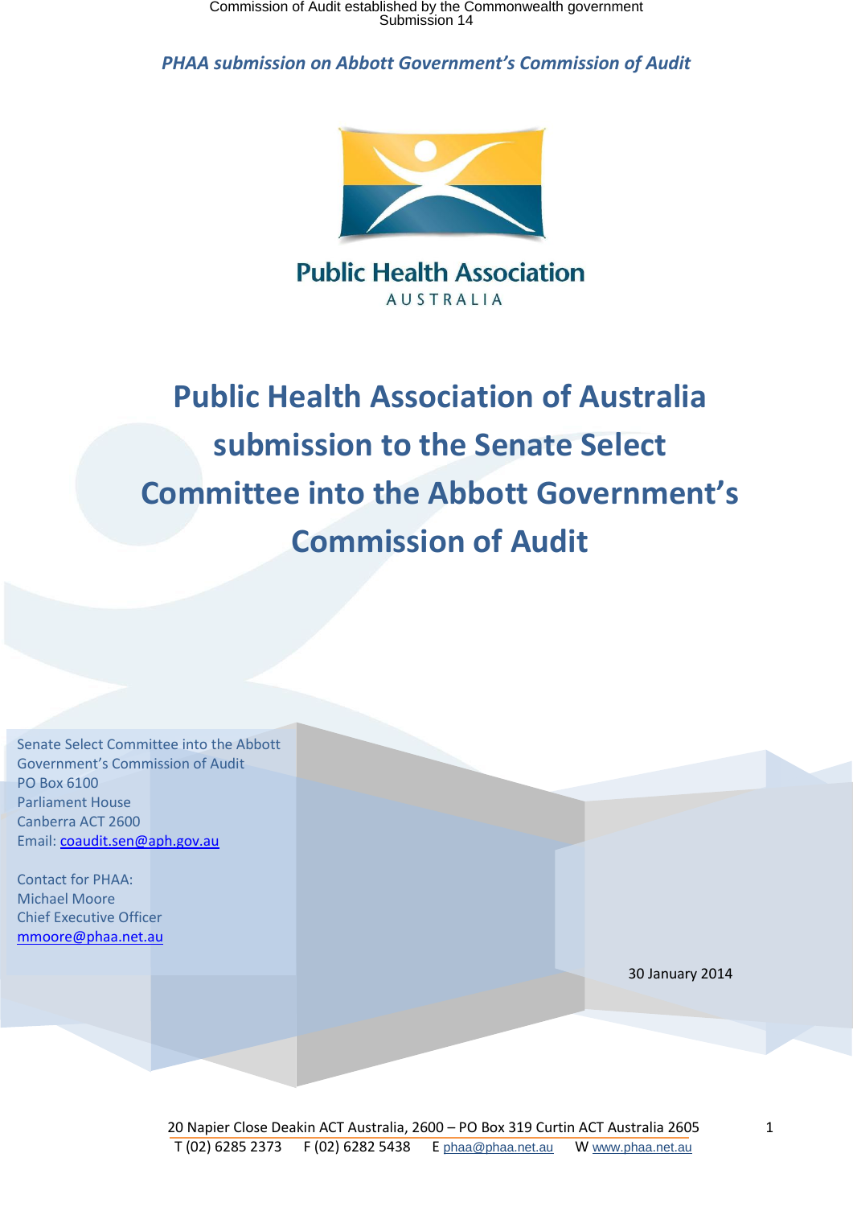Commission of Audit established by the Commonwealth government
Submission 14

*PHAA submission on Abbott Government's Commission of Audit*

Public Health Association
AUSTRALIA

# Public Health Association of Australia submission to the Senate Select Committee into the Abbott Government's Commission of Audit

Senate Select Committee into the Abbott Government's Commission of Audit
PO Box 6100
Parliament House
Canberra ACT 2600
Email: coaudit.sen@aph.gov.au

Contact for PHAA:
Michael Moore
Chief Executive Officer
mmoore@phaa.net.au

30 January 2014

20 Napier Close Deakin ACT Australia, 2600 – PO Box 319 Curtin ACT Australia 2605
T (02) 6285 2373 F (02) 6282 5438 E phaa@phaa.net.au W www.phaa.net.au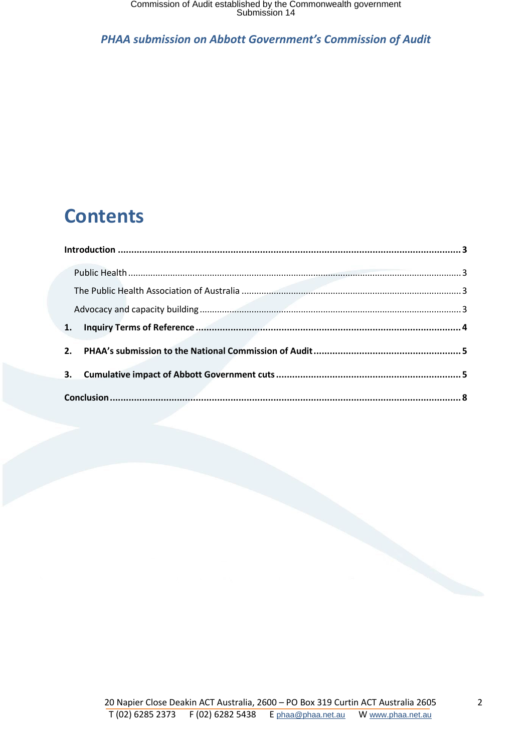# Contents

**Introduction** ... **3**

Public Health ... 3

The Public Health Association of Australia ... 3

Advocacy and capacity building ... 3

**1. Inquiry Terms of Reference** ... **4**

**2. PHAA's submission to the National Commission of Audit** ... **5**

**3. Cumulative impact of Abbott Government cuts** ... **5**

**Conclusion** ... **8**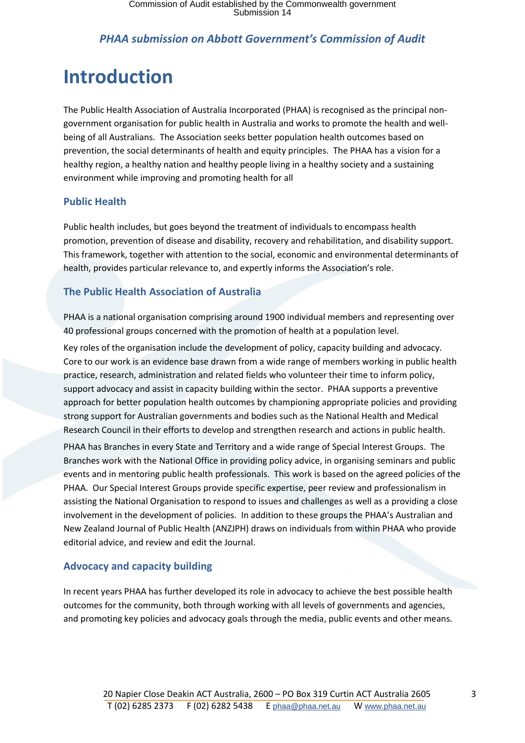# Introduction

The Public Health Association of Australia Incorporated (PHAA) is recognised as the principal non-government organisation for public health in Australia and works to promote the health and well-being of all Australians. The Association seeks better population health outcomes based on prevention, the social determinants of health and equity principles. The PHAA has a vision for a healthy region, a healthy nation and healthy people living in a healthy society and a sustaining environment while improving and promoting health for all

## Public Health

Public health includes, but goes beyond the treatment of individuals to encompass health promotion, prevention of disease and disability, recovery and rehabilitation, and disability support. This framework, together with attention to the social, economic and environmental determinants of health, provides particular relevance to, and expertly informs the Association's role.

## The Public Health Association of Australia

PHAA is a national organisation comprising around 1900 individual members and representing over 40 professional groups concerned with the promotion of health at a population level.

Key roles of the organisation include the development of policy, capacity building and advocacy. Core to our work is an evidence base drawn from a wide range of members working in public health practice, research, administration and related fields who volunteer their time to inform policy, support advocacy and assist in capacity building within the sector. PHAA supports a preventive approach for better population health outcomes by championing appropriate policies and providing strong support for Australian governments and bodies such as the National Health and Medical Research Council in their efforts to develop and strengthen research and actions in public health.

PHAA has Branches in every State and Territory and a wide range of Special Interest Groups. The Branches work with the National Office in providing policy advice, in organising seminars and public events and in mentoring public health professionals. This work is based on the agreed policies of the PHAA. Our Special Interest Groups provide specific expertise, peer review and professionalism in assisting the National Organisation to respond to issues and challenges as well as a providing a close involvement in the development of policies. In addition to these groups the PHAA's Australian and New Zealand Journal of Public Health (ANZJPH) draws on individuals from within PHAA who provide editorial advice, and review and edit the Journal.

## Advocacy and capacity building

In recent years PHAA has further developed its role in advocacy to achieve the best possible health outcomes for the community, both through working with all levels of governments and agencies, and promoting key policies and advocacy goals through the media, public events and other means.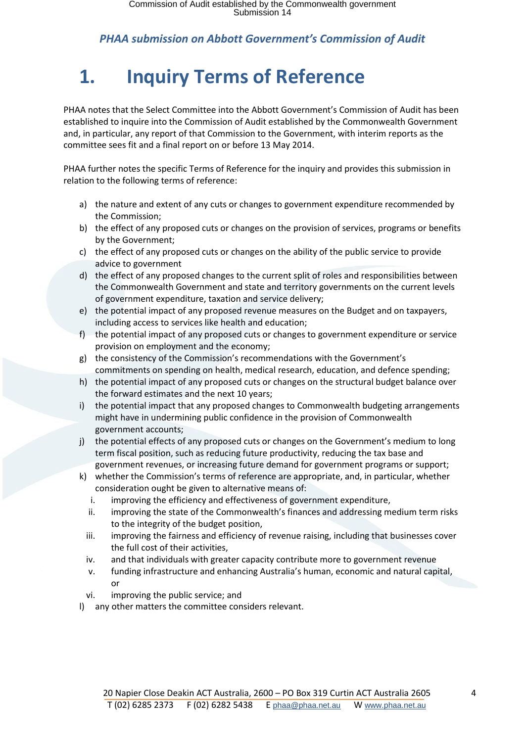# 1. Inquiry Terms of Reference

PHAA notes that the Select Committee into the Abbott Government's Commission of Audit has been established to inquire into the Commission of Audit established by the Commonwealth Government and, in particular, any report of that Commission to the Government, with interim reports as the committee sees fit and a final report on or before 13 May 2014.

PHAA further notes the specific Terms of Reference for the inquiry and provides this submission in relation to the following terms of reference:

a) the nature and extent of any cuts or changes to government expenditure recommended by the Commission;
b) the effect of any proposed cuts or changes on the provision of services, programs or benefits by the Government;
c) the effect of any proposed cuts or changes on the ability of the public service to provide advice to government
d) the effect of any proposed changes to the current split of roles and responsibilities between the Commonwealth Government and state and territory governments on the current levels of government expenditure, taxation and service delivery;
e) the potential impact of any proposed revenue measures on the Budget and on taxpayers, including access to services like health and education;
f) the potential impact of any proposed cuts or changes to government expenditure or service provision on employment and the economy;
g) the consistency of the Commission's recommendations with the Government's commitments on spending on health, medical research, education, and defence spending;
h) the potential impact of any proposed cuts or changes on the structural budget balance over the forward estimates and the next 10 years;
i) the potential impact that any proposed changes to Commonwealth budgeting arrangements might have in undermining public confidence in the provision of Commonwealth government accounts;
j) the potential effects of any proposed cuts or changes on the Government's medium to long term fiscal position, such as reducing future productivity, reducing the tax base and government revenues, or increasing future demand for government programs or support;
k) whether the Commission's terms of reference are appropriate, and, in particular, whether consideration ought be given to alternative means of:
   i. improving the efficiency and effectiveness of government expenditure,
   ii. improving the state of the Commonwealth's finances and addressing medium term risks to the integrity of the budget position,
   iii. improving the fairness and efficiency of revenue raising, including that businesses cover the full cost of their activities,
   iv. and that individuals with greater capacity contribute more to government revenue
   v. funding infrastructure and enhancing Australia's human, economic and natural capital, or
   vi. improving the public service; and
l) any other matters the committee considers relevant.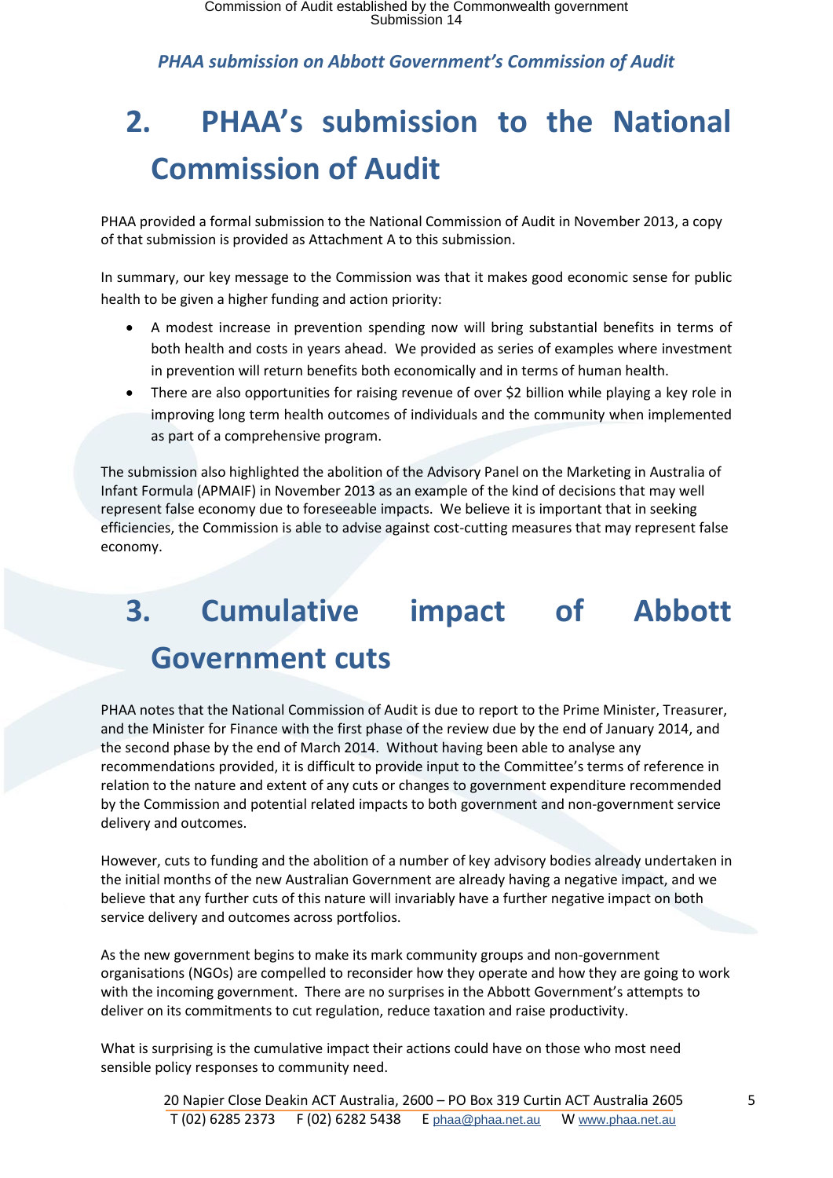## 2. PHAA's submission to the National Commission of Audit

PHAA provided a formal submission to the National Commission of Audit in November 2013, a copy of that submission is provided as Attachment A to this submission.

In summary, our key message to the Commission was that it makes good economic sense for public health to be given a higher funding and action priority:

- A modest increase in prevention spending now will bring substantial benefits in terms of both health and costs in years ahead. We provided as series of examples where investment in prevention will return benefits both economically and in terms of human health.
- There are also opportunities for raising revenue of over $2 billion while playing a key role in improving long term health outcomes of individuals and the community when implemented as part of a comprehensive program.

The submission also highlighted the abolition of the Advisory Panel on the Marketing in Australia of Infant Formula (APMAIF) in November 2013 as an example of the kind of decisions that may well represent false economy due to foreseeable impacts. We believe it is important that in seeking efficiencies, the Commission is able to advise against cost-cutting measures that may represent false economy.

## 3. Cumulative impact of Abbott Government cuts

PHAA notes that the National Commission of Audit is due to report to the Prime Minister, Treasurer, and the Minister for Finance with the first phase of the review due by the end of January 2014, and the second phase by the end of March 2014. Without having been able to analyse any recommendations provided, it is difficult to provide input to the Committee's terms of reference in relation to the nature and extent of any cuts or changes to government expenditure recommended by the Commission and potential related impacts to both government and non-government service delivery and outcomes.

However, cuts to funding and the abolition of a number of key advisory bodies already undertaken in the initial months of the new Australian Government are already having a negative impact, and we believe that any further cuts of this nature will invariably have a further negative impact on both service delivery and outcomes across portfolios.

As the new government begins to make its mark community groups and non-government organisations (NGOs) are compelled to reconsider how they operate and how they are going to work with the incoming government. There are no surprises in the Abbott Government's attempts to deliver on its commitments to cut regulation, reduce taxation and raise productivity.

What is surprising is the cumulative impact their actions could have on those who most need sensible policy responses to community need.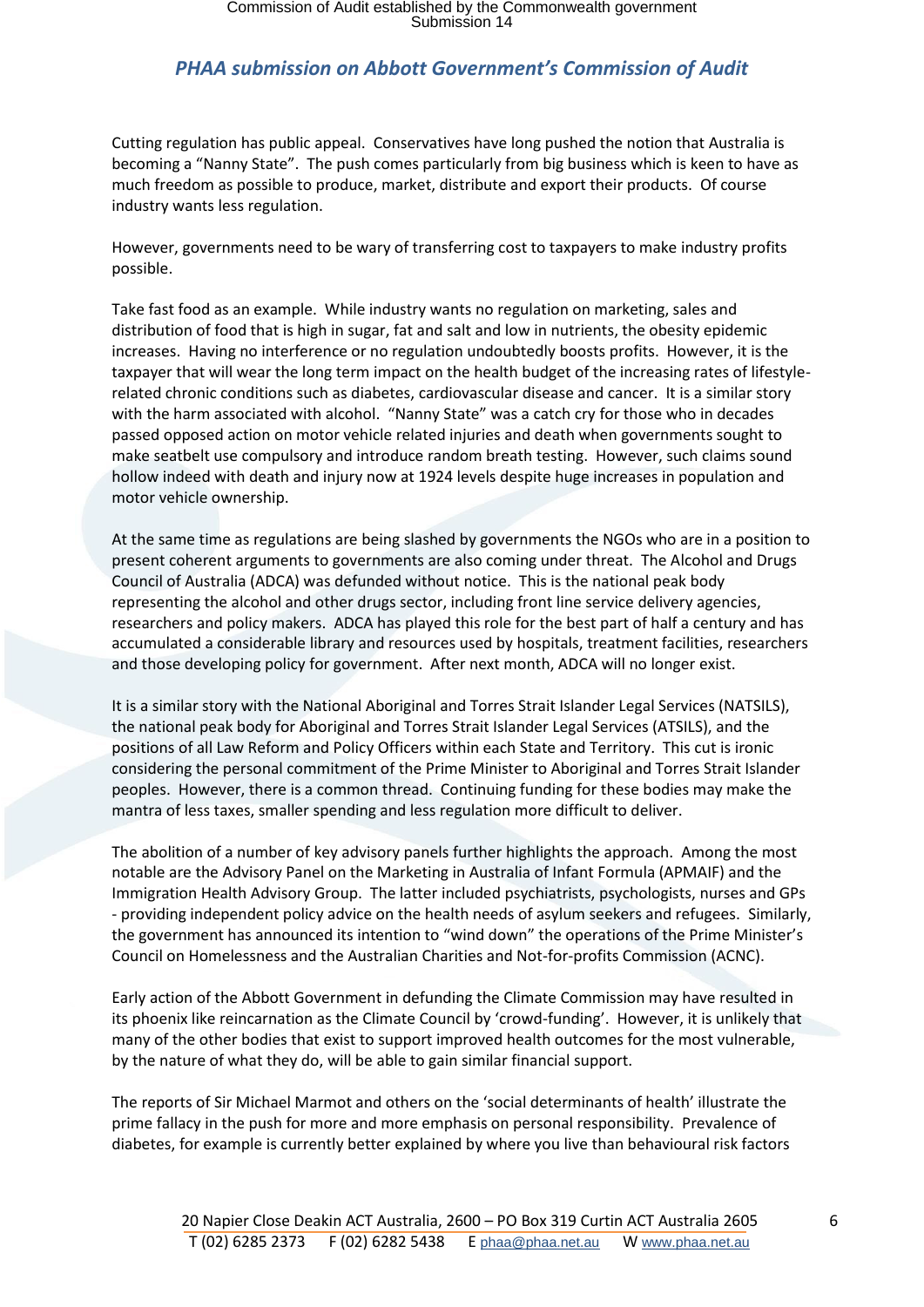Cutting regulation has public appeal. Conservatives have long pushed the notion that Australia is becoming a "Nanny State". The push comes particularly from big business which is keen to have as much freedom as possible to produce, market, distribute and export their products. Of course industry wants less regulation.

However, governments need to be wary of transferring cost to taxpayers to make industry profits possible.

Take fast food as an example. While industry wants no regulation on marketing, sales and distribution of food that is high in sugar, fat and salt and low in nutrients, the obesity epidemic increases. Having no interference or no regulation undoubtedly boosts profits. However, it is the taxpayer that will wear the long term impact on the health budget of the increasing rates of lifestyle-related chronic conditions such as diabetes, cardiovascular disease and cancer. It is a similar story with the harm associated with alcohol. "Nanny State" was a catch cry for those who in decades passed opposed action on motor vehicle related injuries and death when governments sought to make seatbelt use compulsory and introduce random breath testing. However, such claims sound hollow indeed with death and injury now at 1924 levels despite huge increases in population and motor vehicle ownership.

At the same time as regulations are being slashed by governments the NGOs who are in a position to present coherent arguments to governments are also coming under threat. The Alcohol and Drugs Council of Australia (ADCA) was defunded without notice. This is the national peak body representing the alcohol and other drugs sector, including front line service delivery agencies, researchers and policy makers. ADCA has played this role for the best part of half a century and has accumulated a considerable library and resources used by hospitals, treatment facilities, researchers and those developing policy for government. After next month, ADCA will no longer exist.

It is a similar story with the National Aboriginal and Torres Strait Islander Legal Services (NATSILS), the national peak body for Aboriginal and Torres Strait Islander Legal Services (ATSILS), and the positions of all Law Reform and Policy Officers within each State and Territory. This cut is ironic considering the personal commitment of the Prime Minister to Aboriginal and Torres Strait Islander peoples. However, there is a common thread. Continuing funding for these bodies may make the mantra of less taxes, smaller spending and less regulation more difficult to deliver.

The abolition of a number of key advisory panels further highlights the approach. Among the most notable are the Advisory Panel on the Marketing in Australia of Infant Formula (APMAIF) and the Immigration Health Advisory Group. The latter included psychiatrists, psychologists, nurses and GPs - providing independent policy advice on the health needs of asylum seekers and refugees. Similarly, the government has announced its intention to "wind down" the operations of the Prime Minister's Council on Homelessness and the Australian Charities and Not-for-profits Commission (ACNC).

Early action of the Abbott Government in defunding the Climate Commission may have resulted in its phoenix like reincarnation as the Climate Council by 'crowd-funding'. However, it is unlikely that many of the other bodies that exist to support improved health outcomes for the most vulnerable, by the nature of what they do, will be able to gain similar financial support.

The reports of Sir Michael Marmot and others on the 'social determinants of health' illustrate the prime fallacy in the push for more and more emphasis on personal responsibility. Prevalence of diabetes, for example is currently better explained by where you live than behavioural risk factors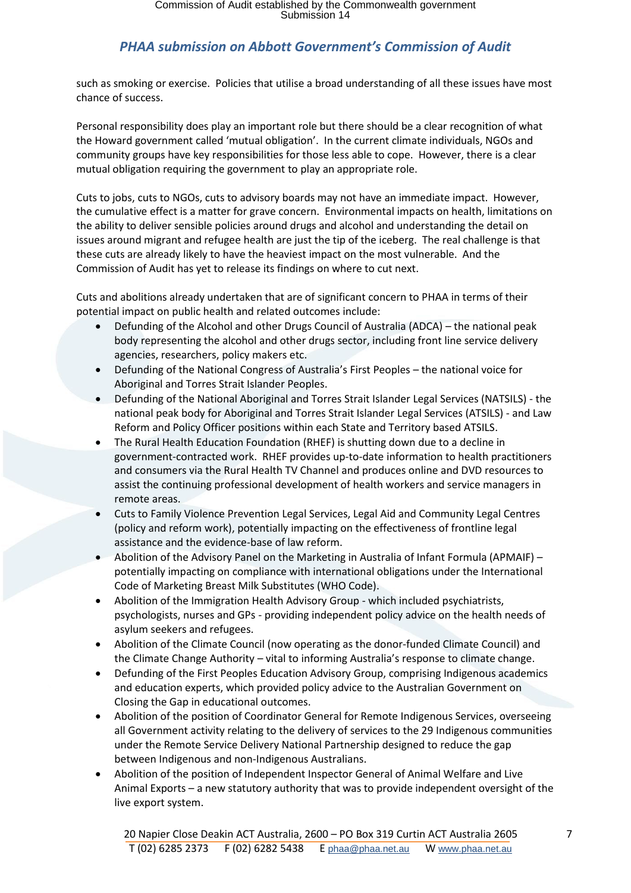such as smoking or exercise. Policies that utilise a broad understanding of all these issues have most chance of success.

Personal responsibility does play an important role but there should be a clear recognition of what the Howard government called 'mutual obligation'. In the current climate individuals, NGOs and community groups have key responsibilities for those less able to cope. However, there is a clear mutual obligation requiring the government to play an appropriate role.

Cuts to jobs, cuts to NGOs, cuts to advisory boards may not have an immediate impact. However, the cumulative effect is a matter for grave concern. Environmental impacts on health, limitations on the ability to deliver sensible policies around drugs and alcohol and understanding the detail on issues around migrant and refugee health are just the tip of the iceberg. The real challenge is that these cuts are already likely to have the heaviest impact on the most vulnerable. And the Commission of Audit has yet to release its findings on where to cut next.

Cuts and abolitions already undertaken that are of significant concern to PHAA in terms of their potential impact on public health and related outcomes include:

- Defunding of the Alcohol and other Drugs Council of Australia (ADCA) – the national peak body representing the alcohol and other drugs sector, including front line service delivery agencies, researchers, policy makers etc.
- Defunding of the National Congress of Australia's First Peoples – the national voice for Aboriginal and Torres Strait Islander Peoples.
- Defunding of the National Aboriginal and Torres Strait Islander Legal Services (NATSILS) - the national peak body for Aboriginal and Torres Strait Islander Legal Services (ATSILS) - and Law Reform and Policy Officer positions within each State and Territory based ATSILS.
- The Rural Health Education Foundation (RHEF) is shutting down due to a decline in government-contracted work. RHEF provides up-to-date information to health practitioners and consumers via the Rural Health TV Channel and produces online and DVD resources to assist the continuing professional development of health workers and service managers in remote areas.
- Cuts to Family Violence Prevention Legal Services, Legal Aid and Community Legal Centres (policy and reform work), potentially impacting on the effectiveness of frontline legal assistance and the evidence-base of law reform.
- Abolition of the Advisory Panel on the Marketing in Australia of Infant Formula (APMAIF) – potentially impacting on compliance with international obligations under the International Code of Marketing Breast Milk Substitutes (WHO Code).
- Abolition of the Immigration Health Advisory Group - which included psychiatrists, psychologists, nurses and GPs - providing independent policy advice on the health needs of asylum seekers and refugees.
- Abolition of the Climate Council (now operating as the donor-funded Climate Council) and the Climate Change Authority – vital to informing Australia's response to climate change.
- Defunding of the First Peoples Education Advisory Group, comprising Indigenous academics and education experts, which provided policy advice to the Australian Government on Closing the Gap in educational outcomes.
- Abolition of the position of Coordinator General for Remote Indigenous Services, overseeing all Government activity relating to the delivery of services to the 29 Indigenous communities under the Remote Service Delivery National Partnership designed to reduce the gap between Indigenous and non-Indigenous Australians.
- Abolition of the position of Independent Inspector General of Animal Welfare and Live Animal Exports – a new statutory authority that was to provide independent oversight of the live export system.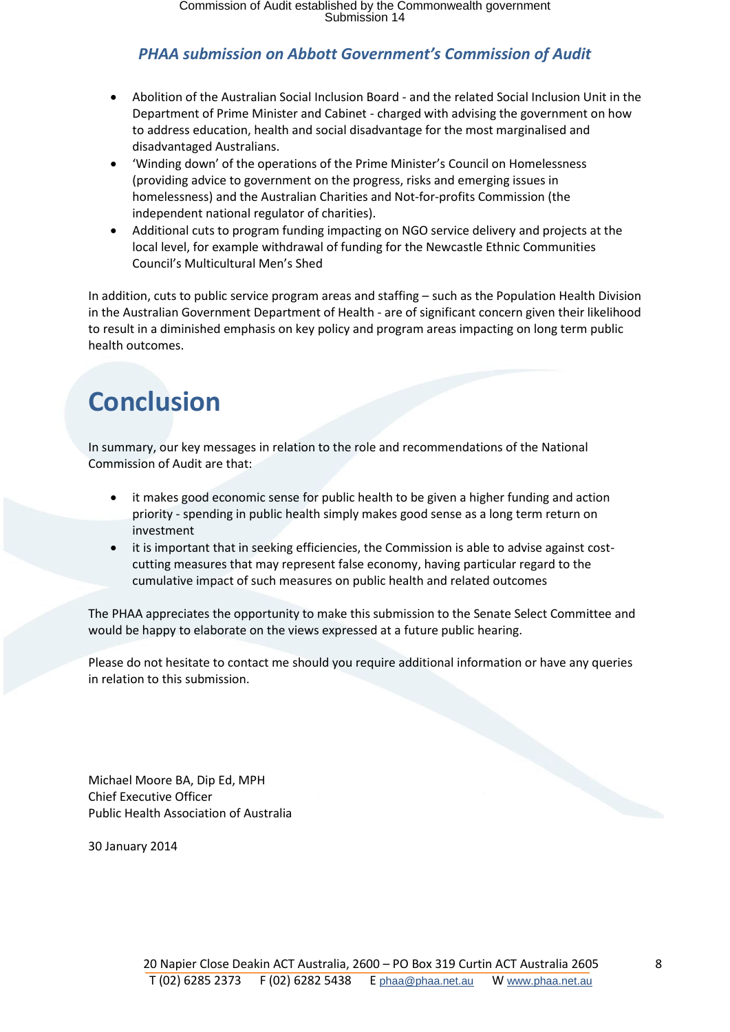- Abolition of the Australian Social Inclusion Board - and the related Social Inclusion Unit in the Department of Prime Minister and Cabinet - charged with advising the government on how to address education, health and social disadvantage for the most marginalised and disadvantaged Australians.
- 'Winding down' of the operations of the Prime Minister's Council on Homelessness (providing advice to government on the progress, risks and emerging issues in homelessness) and the Australian Charities and Not-for-profits Commission (the independent national regulator of charities).
- Additional cuts to program funding impacting on NGO service delivery and projects at the local level, for example withdrawal of funding for the Newcastle Ethnic Communities Council's Multicultural Men's Shed

In addition, cuts to public service program areas and staffing – such as the Population Health Division in the Australian Government Department of Health - are of significant concern given their likelihood to result in a diminished emphasis on key policy and program areas impacting on long term public health outcomes.

# Conclusion

In summary, our key messages in relation to the role and recommendations of the National Commission of Audit are that:

- it makes good economic sense for public health to be given a higher funding and action priority - spending in public health simply makes good sense as a long term return on investment
- it is important that in seeking efficiencies, the Commission is able to advise against cost-cutting measures that may represent false economy, having particular regard to the cumulative impact of such measures on public health and related outcomes

The PHAA appreciates the opportunity to make this submission to the Senate Select Committee and would be happy to elaborate on the views expressed at a future public hearing.

Please do not hesitate to contact me should you require additional information or have any queries in relation to this submission.

Michael Moore BA, Dip Ed, MPH
Chief Executive Officer
Public Health Association of Australia

30 January 2014